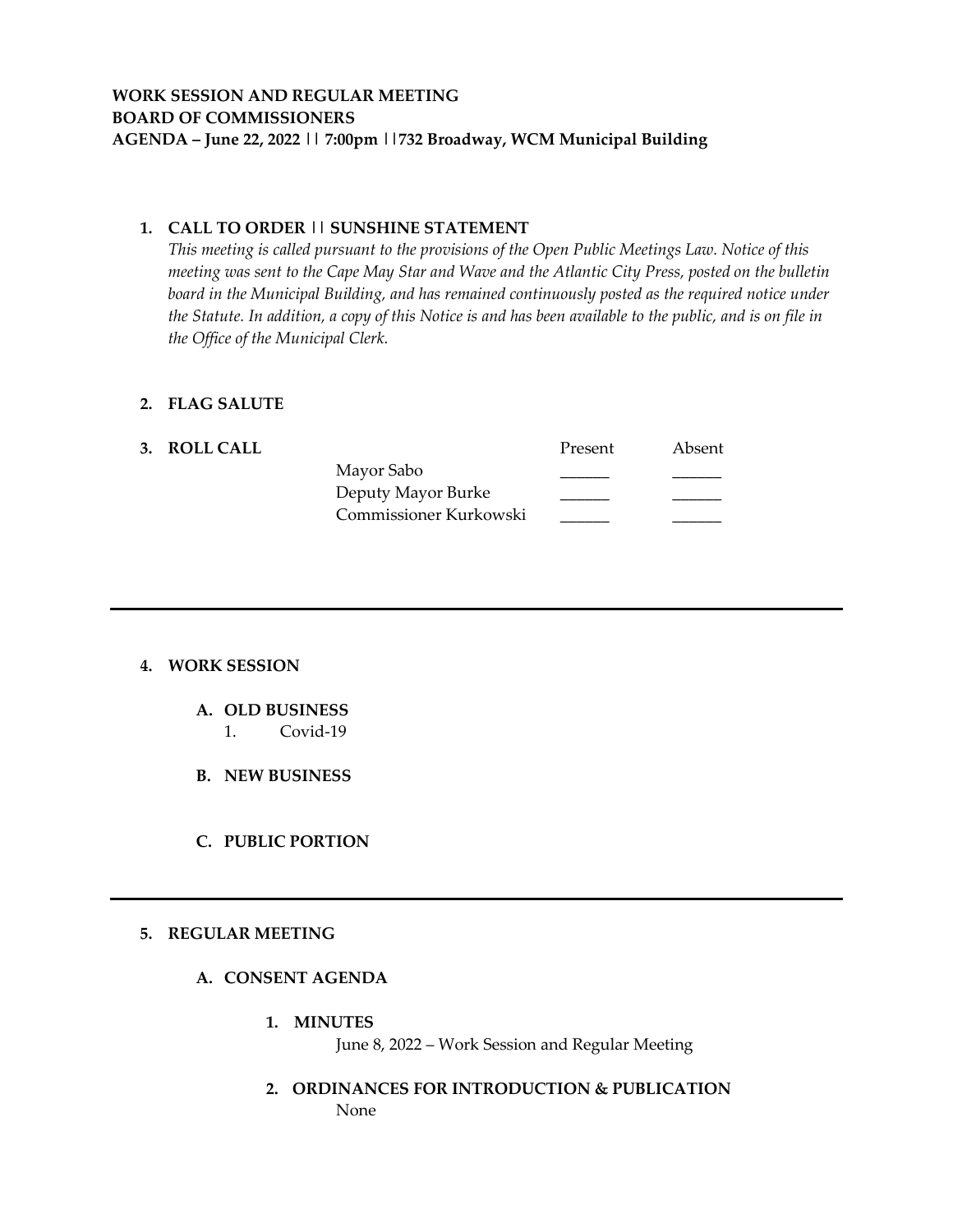**WORK SESSION AND REGULAR MEETING**
**BOARD OF COMMISSIONERS**
**AGENDA – June 22, 2022 || 7:00pm ||732 Broadway, WCM Municipal Building**

1. **CALL TO ORDER || SUNSHINE STATEMENT**
   *This meeting is called pursuant to the provisions of the Open Public Meetings Law. Notice of this meeting was sent to the Cape May Star and Wave and the Atlantic City Press, posted on the bulletin board in the Municipal Building, and has remained continuously posted as the required notice under the Statute. In addition, a copy of this Notice is and has been available to the public, and is on file in the Office of the Municipal Clerk.*

2. **FLAG SALUTE**

3. **ROLL CALL**

| | Present | Absent |
|---|---|---|
| Mayor Sabo | ______ | ______ |
| Deputy Mayor Burke | ______ | ______ |
| Commissioner Kurkowski | ______ | ______ |

---

4. **WORK SESSION**

   **A. OLD BUSINESS**
      1. Covid-19

   **B. NEW BUSINESS**

   **C. PUBLIC PORTION**

---

5. **REGULAR MEETING**

   **A. CONSENT AGENDA**

      1. **MINUTES**
         June 8, 2022 – Work Session and Regular Meeting

      2. **ORDINANCES FOR INTRODUCTION & PUBLICATION**
         None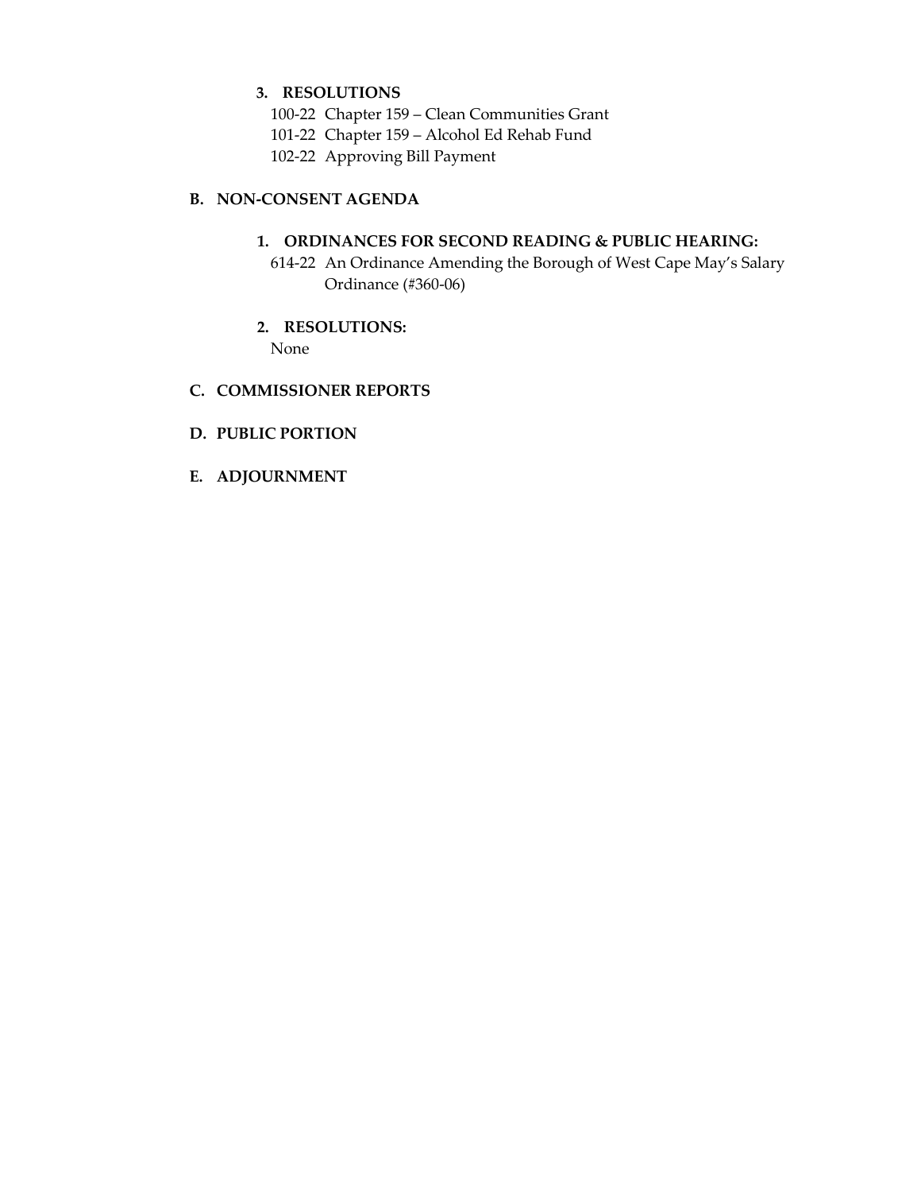3. **RESOLUTIONS**

   100-22 Chapter 159 – Clean Communities Grant
   101-22 Chapter 159 – Alcohol Ed Rehab Fund
   102-22 Approving Bill Payment

**B. NON-CONSENT AGENDA**

1. **ORDINANCES FOR SECOND READING & PUBLIC HEARING:**

   614-22 An Ordinance Amending the Borough of West Cape May's Salary Ordinance (#360-06)

2. **RESOLUTIONS:**

   None

**C. COMMISSIONER REPORTS**

**D. PUBLIC PORTION**

**E. ADJOURNMENT**